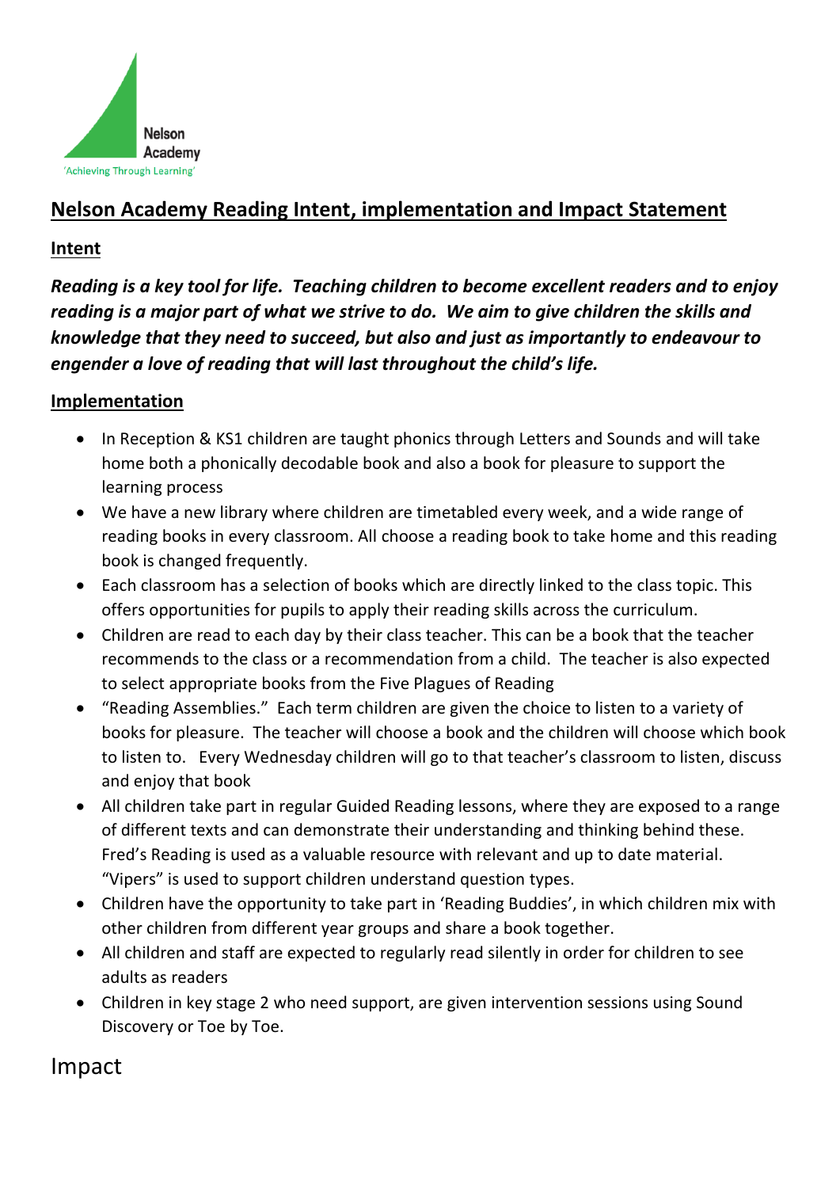Nelson Academy
'Achieving Through Learning'

# Nelson Academy Reading Intent, implementation and Impact Statement

## Intent

***Reading is a key tool for life. Teaching children to become excellent readers and to enjoy reading is a major part of what we strive to do. We aim to give children the skills and knowledge that they need to succeed, but also and just as importantly to endeavour to engender a love of reading that will last throughout the child's life.***

## Implementation

- In Reception & KS1 children are taught phonics through Letters and Sounds and will take home both a phonically decodable book and also a book for pleasure to support the learning process
- We have a new library where children are timetabled every week, and a wide range of reading books in every classroom. All choose a reading book to take home and this reading book is changed frequently.
- Each classroom has a selection of books which are directly linked to the class topic. This offers opportunities for pupils to apply their reading skills across the curriculum.
- Children are read to each day by their class teacher. This can be a book that the teacher recommends to the class or a recommendation from a child. The teacher is also expected to select appropriate books from the Five Plagues of Reading
- "Reading Assemblies." Each term children are given the choice to listen to a variety of books for pleasure. The teacher will choose a book and the children will choose which book to listen to. Every Wednesday children will go to that teacher's classroom to listen, discuss and enjoy that book
- All children take part in regular Guided Reading lessons, where they are exposed to a range of different texts and can demonstrate their understanding and thinking behind these. Fred's Reading is used as a valuable resource with relevant and up to date material. "Vipers" is used to support children understand question types.
- Children have the opportunity to take part in 'Reading Buddies', in which children mix with other children from different year groups and share a book together.
- All children and staff are expected to regularly read silently in order for children to see adults as readers
- Children in key stage 2 who need support, are given intervention sessions using Sound Discovery or Toe by Toe.

## Impact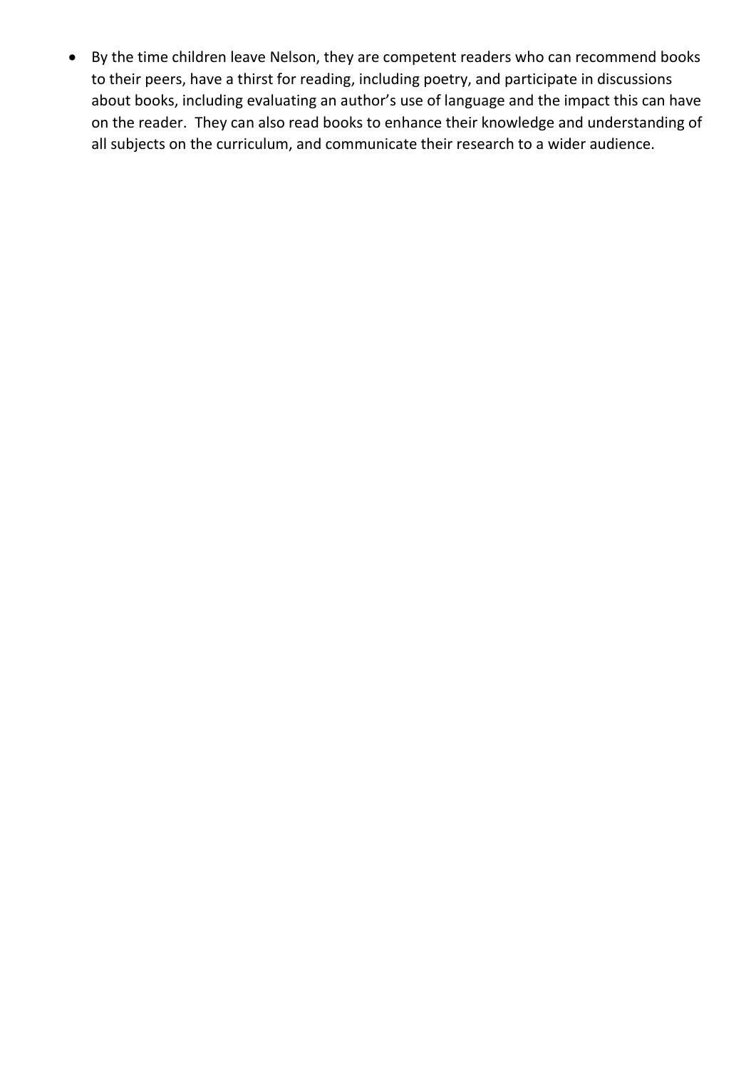- By the time children leave Nelson, they are competent readers who can recommend books to their peers, have a thirst for reading, including poetry, and participate in discussions about books, including evaluating an author's use of language and the impact this can have on the reader. They can also read books to enhance their knowledge and understanding of all subjects on the curriculum, and communicate their research to a wider audience.